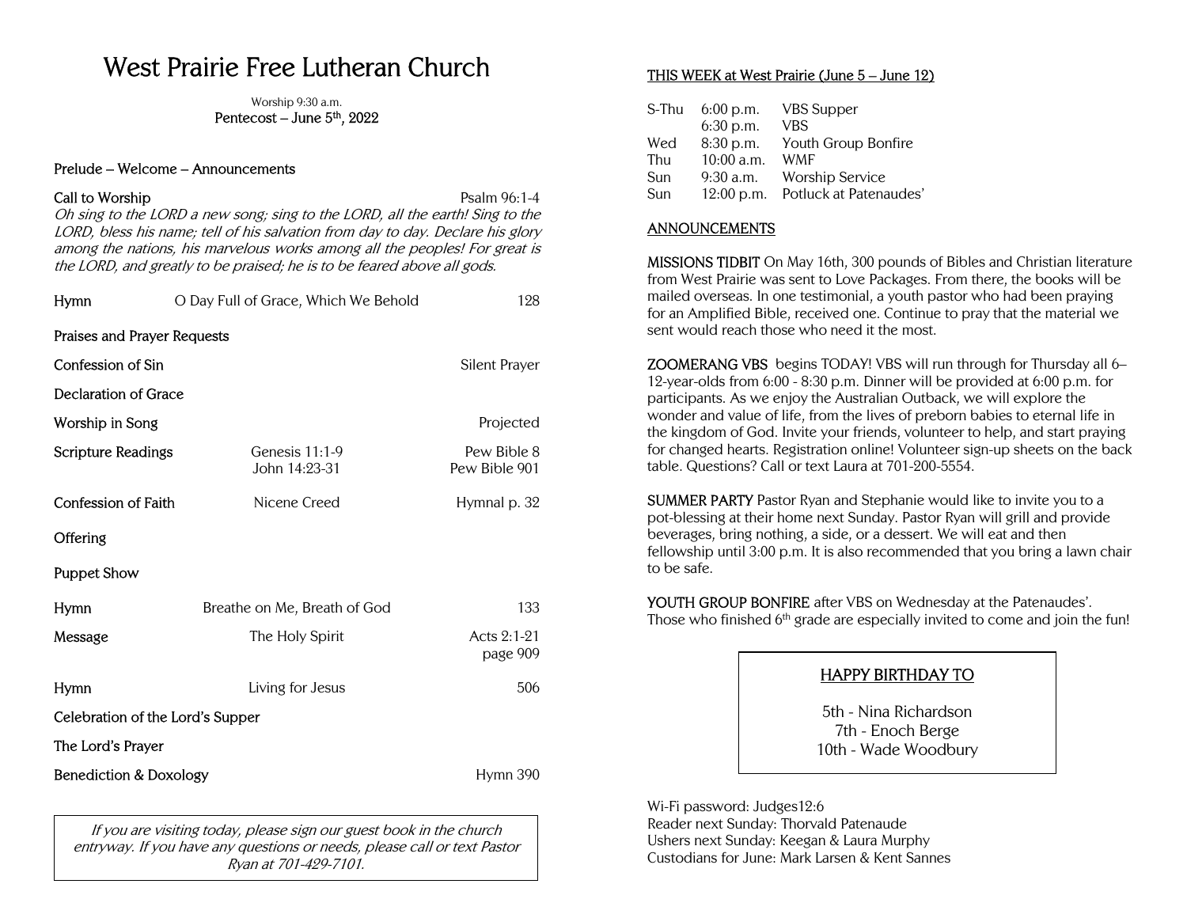# West Prairie Free Lutheran Church

Worship 9:30 a.m.
Pentecost – June 5th, 2022

Prelude – Welcome – Announcements

**Call to Worship** — Psalm 96:1-4

*Oh sing to the LORD a new song; sing to the LORD, all the earth! Sing to the LORD, bless his name; tell of his salvation from day to day. Declare his glory among the nations, his marvelous works among all the peoples! For great is the LORD, and greatly to be praised; he is to be feared above all gods.*

| | | |
|---|---|---|
| Hymn | O Day Full of Grace, Which We Behold | 128 |
| Praises and Prayer Requests | | |
| Confession of Sin | | Silent Prayer |
| Declaration of Grace | | |
| Worship in Song | | Projected |
| Scripture Readings | Genesis 11:1-9<br>John 14:23-31 | Pew Bible 8<br>Pew Bible 901 |
| Confession of Faith | Nicene Creed | Hymnal p. 32 |
| Offering | | |
| Puppet Show | | |
| Hymn | Breathe on Me, Breath of God | 133 |
| Message | The Holy Spirit | Acts 2:1-21<br>page 909 |
| Hymn | Living for Jesus | 506 |
| Celebration of the Lord's Supper | | |
| The Lord's Prayer | | |
| Benediction & Doxology | | Hymn 390 |

*If you are visiting today, please sign our guest book in the church entryway. If you have any questions or needs, please call or text Pastor Ryan at 701-429-7101.*

## THIS WEEK at West Prairie (June 5 – June 12)

| | | |
|---|---|---|
| S-Thu | 6:00 p.m. | VBS Supper |
| | 6:30 p.m. | VBS |
| Wed | 8:30 p.m. | Youth Group Bonfire |
| Thu | 10:00 a.m. | WMF |
| Sun | 9:30 a.m. | Worship Service |
| Sun | 12:00 p.m. | Potluck at Patenaudes' |

## ANNOUNCEMENTS

**MISSIONS TIDBIT** On May 16th, 300 pounds of Bibles and Christian literature from West Prairie was sent to Love Packages. From there, the books will be mailed overseas. In one testimonial, a youth pastor who had been praying for an Amplified Bible, received one. Continue to pray that the material we sent would reach those who need it the most.

**ZOOMERANG VBS** begins TODAY! VBS will run through for Thursday all 6–12-year-olds from 6:00 - 8:30 p.m. Dinner will be provided at 6:00 p.m. for participants. As we enjoy the Australian Outback, we will explore the wonder and value of life, from the lives of preborn babies to eternal life in the kingdom of God. Invite your friends, volunteer to help, and start praying for changed hearts. Registration online! Volunteer sign-up sheets on the back table. Questions? Call or text Laura at 701-200-5554.

**SUMMER PARTY** Pastor Ryan and Stephanie would like to invite you to a pot-blessing at their home next Sunday. Pastor Ryan will grill and provide beverages, bring nothing, a side, or a dessert. We will eat and then fellowship until 3:00 p.m. It is also recommended that you bring a lawn chair to be safe.

**YOUTH GROUP BONFIRE** after VBS on Wednesday at the Patenaudes'. Those who finished 6th grade are especially invited to come and join the fun!

### HAPPY BIRTHDAY TO

5th - Nina Richardson
7th - Enoch Berge
10th - Wade Woodbury

Wi-Fi password: Judges12:6
Reader next Sunday: Thorvald Patenaude
Ushers next Sunday: Keegan & Laura Murphy
Custodians for June: Mark Larsen & Kent Sannes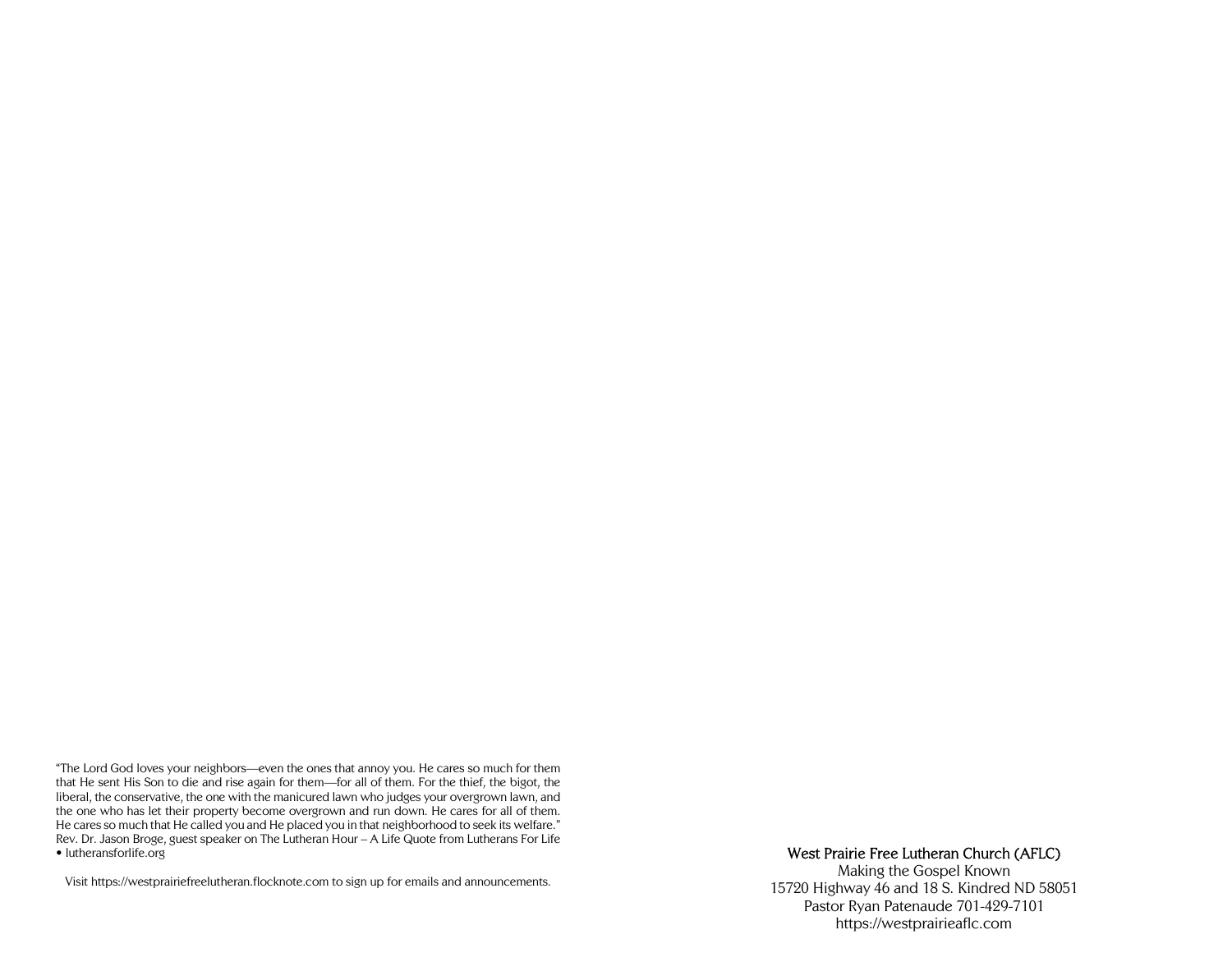"The Lord God loves your neighbors—even the ones that annoy you. He cares so much for them that He sent His Son to die and rise again for them—for all of them. For the thief, the bigot, the liberal, the conservative, the one with the manicured lawn who judges your overgrown lawn, and the one who has let their property become overgrown and run down. He cares for all of them. He cares so much that He called you and He placed you in that neighborhood to seek its welfare." Rev. Dr. Jason Broge, guest speaker on The Lutheran Hour – A Life Quote from Lutherans For Life • lutheransforlife.org

Visit https://westprairiefreelutheran.flocknote.com to sign up for emails and announcements.

West Prairie Free Lutheran Church (AFLC)
Making the Gospel Known
15720 Highway 46 and 18 S. Kindred ND 58051
Pastor Ryan Patenaude 701-429-7101
https://westprairieaflc.com